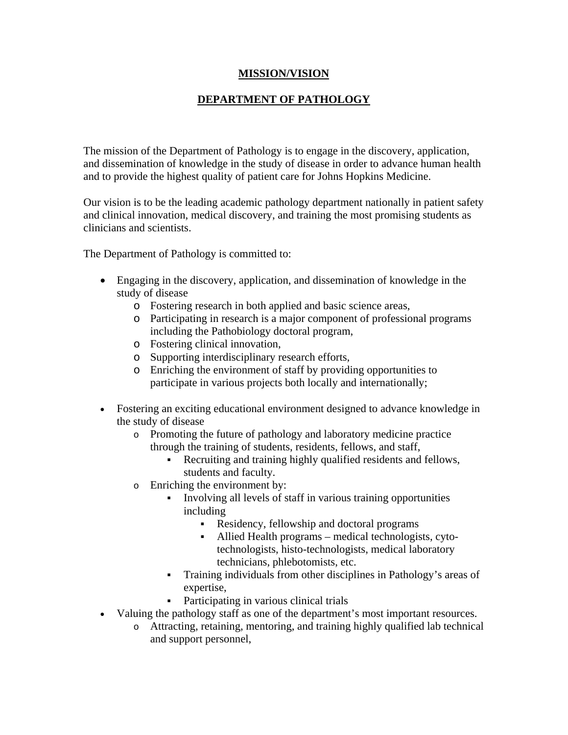**MISSION/VISION**

**DEPARTMENT OF PATHOLOGY**

The mission of the Department of Pathology is to engage in the discovery, application, and dissemination of knowledge in the study of disease in order to advance human health and to provide the highest quality of patient care for Johns Hopkins Medicine.

Our vision is to be the leading academic pathology department nationally in patient safety and clinical innovation, medical discovery, and training the most promising students as clinicians and scientists.

The Department of Pathology is committed to:

- Engaging in the discovery, application, and dissemination of knowledge in the study of disease
  - Fostering research in both applied and basic science areas,
  - Participating in research is a major component of professional programs including the Pathobiology doctoral program,
  - Fostering clinical innovation,
  - Supporting interdisciplinary research efforts,
  - Enriching the environment of staff by providing opportunities to participate in various projects both locally and internationally;

- Fostering an exciting educational environment designed to advance knowledge in the study of disease
  - Promoting the future of pathology and laboratory medicine practice through the training of students, residents, fellows, and staff,
    - Recruiting and training highly qualified residents and fellows, students and faculty.
  - Enriching the environment by:
    - Involving all levels of staff in various training opportunities including
      - Residency, fellowship and doctoral programs
      - Allied Health programs – medical technologists, cyto-technologists, histo-technologists, medical laboratory technicians, phlebotomists, etc.
    - Training individuals from other disciplines in Pathology's areas of expertise,
    - Participating in various clinical trials
- Valuing the pathology staff as one of the department's most important resources.
  - Attracting, retaining, mentoring, and training highly qualified lab technical and support personnel,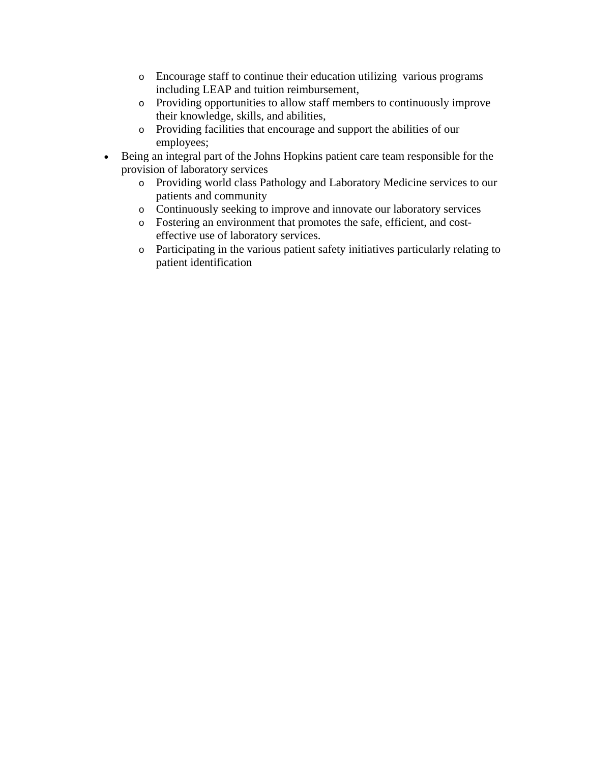- Encourage staff to continue their education utilizing various programs including LEAP and tuition reimbursement,
    - Providing opportunities to allow staff members to continuously improve their knowledge, skills, and abilities,
    - Providing facilities that encourage and support the abilities of our employees;
- Being an integral part of the Johns Hopkins patient care team responsible for the provision of laboratory services
    - Providing world class Pathology and Laboratory Medicine services to our patients and community
    - Continuously seeking to improve and innovate our laboratory services
    - Fostering an environment that promotes the safe, efficient, and cost-effective use of laboratory services.
    - Participating in the various patient safety initiatives particularly relating to patient identification